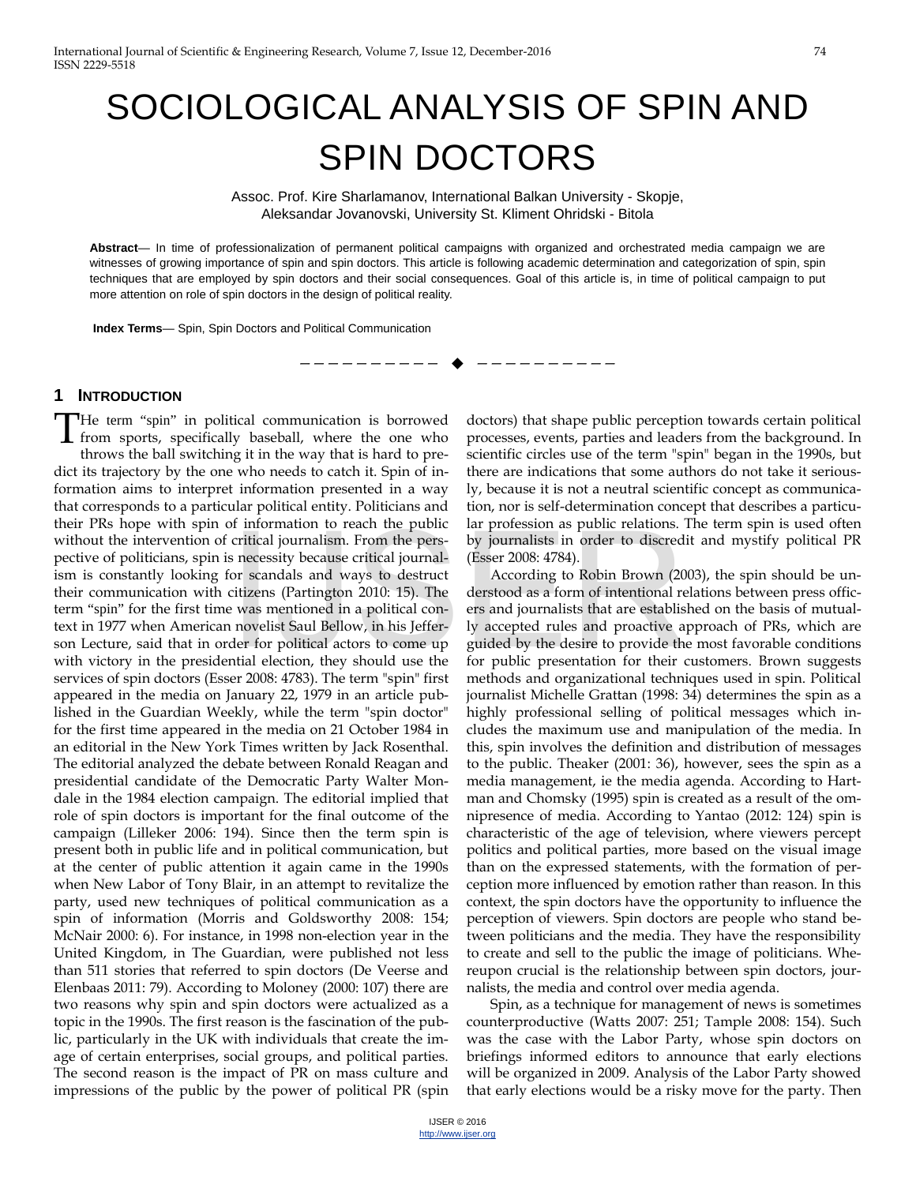# SOCIOLOGICAL ANALYSIS OF SPIN AND SPIN DOCTORS

Assoc. Prof. Kire Sharlamanov, International Balkan University - Skopje,
Aleksandar Jovanovski, University St. Kliment Ohridski - Bitola

**Abstract**— In time of professionalization of permanent political campaigns with organized and orchestrated media campaign we are witnesses of growing importance of spin and spin doctors. This article is following academic determination and categorization of spin, spin techniques that are employed by spin doctors and their social consequences. Goal of this article is, in time of political campaign to put more attention on role of spin doctors in the design of political reality.

**Index Terms**— Spin, Spin Doctors and Political Communication

---

## 1 INTRODUCTION

THe term "spin" in political communication is borrowed from sports, specifically baseball, where the one who throws the ball switching it in the way that is hard to predict its trajectory by the one who needs to catch it. Spin of information aims to interpret information presented in a way that corresponds to a particular political entity. Politicians and their PRs hope with spin of information to reach the public without the intervention of critical journalism. From the perspective of politicians, spin is necessity because critical journalism is constantly looking for scandals and ways to destruct their communication with citizens (Partington 2010: 15). The term "spin" for the first time was mentioned in a political context in 1977 when American novelist Saul Bellow, in his Jefferson Lecture, said that in order for political actors to come up with victory in the presidential election, they should use the services of spin doctors (Esser 2008: 4783). The term "spin" first appeared in the media on January 22, 1979 in an article published in the Guardian Weekly, while the term "spin doctor" for the first time appeared in the media on 21 October 1984 in an editorial in the New York Times written by Jack Rosenthal. The editorial analyzed the debate between Ronald Reagan and presidential candidate of the Democratic Party Walter Mondale in the 1984 election campaign. The editorial implied that role of spin doctors is important for the final outcome of the campaign (Lilleker 2006: 194). Since then the term spin is present both in public life and in political communication, but at the center of public attention it again came in the 1990s when New Labor of Tony Blair, in an attempt to revitalize the party, used new techniques of political communication as a spin of information (Morris and Goldsworthy 2008: 154; McNair 2000: 6). For instance, in 1998 non-election year in the United Kingdom, in The Guardian, were published not less than 511 stories that referred to spin doctors (De Veerse and Elenbaas 2011: 79). According to Moloney (2000: 107) there are two reasons why spin and spin doctors were actualized as a topic in the 1990s. The first reason is the fascination of the public, particularly in the UK with individuals that create the image of certain enterprises, social groups, and political parties. The second reason is the impact of PR on mass culture and impressions of the public by the power of political PR (spin doctors) that shape public perception towards certain political processes, events, parties and leaders from the background. In scientific circles use of the term "spin" began in the 1990s, but there are indications that some authors do not take it seriously, because it is not a neutral scientific concept as communication, nor is self-determination concept that describes a particular profession as public relations. The term spin is used often by journalists in order to discredit and mystify political PR (Esser 2008: 4784).

According to Robin Brown (2003), the spin should be understood as a form of intentional relations between press officers and journalists that are established on the basis of mutually accepted rules and proactive approach of PRs, which are guided by the desire to provide the most favorable conditions for public presentation for their customers. Brown suggests methods and organizational techniques used in spin. Political journalist Michelle Grattan (1998: 34) determines the spin as a highly professional selling of political messages which includes the maximum use and manipulation of the media. In this, spin involves the definition and distribution of messages to the public. Theaker (2001: 36), however, sees the spin as a media management, ie the media agenda. According to Hartman and Chomsky (1995) spin is created as a result of the omnipresence of media. According to Yantao (2012: 124) spin is characteristic of the age of television, where viewers percept politics and political parties, more based on the visual image than on the expressed statements, with the formation of perception more influenced by emotion rather than reason. In this context, the spin doctors have the opportunity to influence the perception of viewers. Spin doctors are people who stand between politicians and the media. They have the responsibility to create and sell to the public the image of politicians. Whereupon crucial is the relationship between spin doctors, journalists, the media and control over media agenda.

Spin, as a technique for management of news is sometimes counterproductive (Watts 2007: 251; Tample 2008: 154). Such was the case with the Labor Party, whose spin doctors on briefings informed editors to announce that early elections will be organized in 2009. Analysis of the Labor Party showed that early elections would be a risky move for the party. Then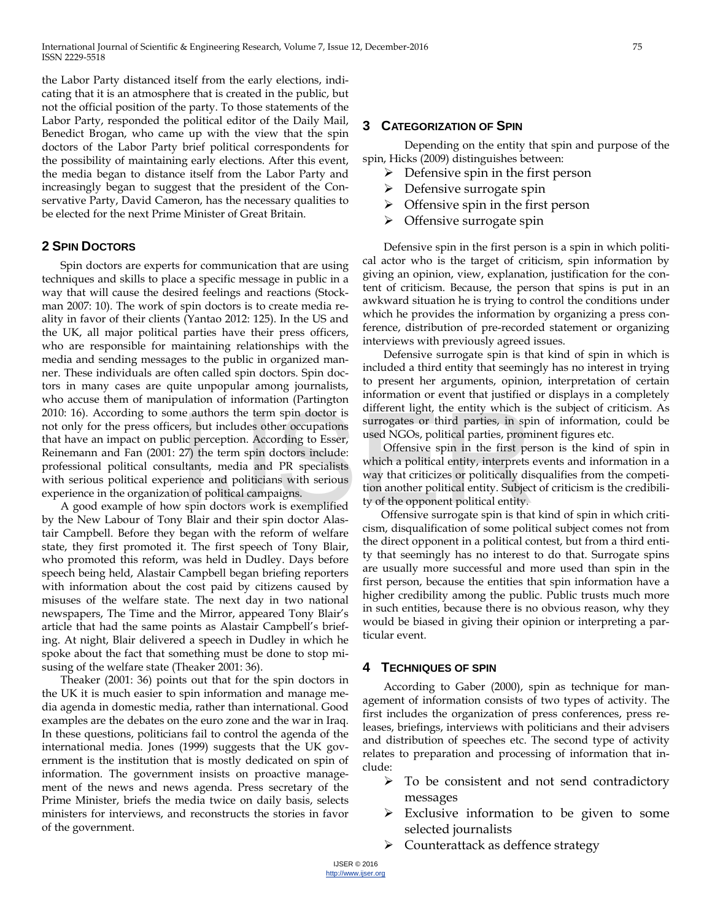the Labor Party distanced itself from the early elections, indicating that it is an atmosphere that is created in the public, but not the official position of the party. To those statements of the Labor Party, responded the political editor of the Daily Mail, Benedict Brogan, who came up with the view that the spin doctors of the Labor Party brief political correspondents for the possibility of maintaining early elections. After this event, the media began to distance itself from the Labor Party and increasingly began to suggest that the president of the Conservative Party, David Cameron, has the necessary qualities to be elected for the next Prime Minister of Great Britain.

## 2 Spin Doctors

Spin doctors are experts for communication that are using techniques and skills to place a specific message in public in a way that will cause the desired feelings and reactions (Stockman 2007: 10). The work of spin doctors is to create media reality in favor of their clients (Yantao 2012: 125). In the US and the UK, all major political parties have their press officers, who are responsible for maintaining relationships with the media and sending messages to the public in organized manner. These individuals are often called spin doctors. Spin doctors in many cases are quite unpopular among journalists, who accuse them of manipulation of information (Partington 2010: 16). According to some authors the term spin doctor is not only for the press officers, but includes other occupations that have an impact on public perception. According to Esser, Reinemann and Fan (2001: 27) the term spin doctors include: professional political consultants, media and PR specialists with serious political experience and politicians with serious experience in the organization of political campaigns.

A good example of how spin doctors work is exemplified by the New Labour of Tony Blair and their spin doctor Alastair Campbell. Before they began with the reform of welfare state, they first promoted it. The first speech of Tony Blair, who promoted this reform, was held in Dudley. Days before speech being held, Alastair Campbell began briefing reporters with information about the cost paid by citizens caused by misuses of the welfare state. The next day in two national newspapers, The Time and the Mirror, appeared Tony Blair's article that had the same points as Alastair Campbell's briefing. At night, Blair delivered a speech in Dudley in which he spoke about the fact that something must be done to stop misusing of the welfare state (Theaker 2001: 36).

Theaker (2001: 36) points out that for the spin doctors in the UK it is much easier to spin information and manage media agenda in domestic media, rather than international. Good examples are the debates on the euro zone and the war in Iraq. In these questions, politicians fail to control the agenda of the international media. Jones (1999) suggests that the UK government is the institution that is mostly dedicated on spin of information. The government insists on proactive management of the news and news agenda. Press secretary of the Prime Minister, briefs the media twice on daily basis, selects ministers for interviews, and reconstructs the stories in favor of the government.

## 3 Categorization of Spin

Depending on the entity that spin and purpose of the spin, Hicks (2009) distinguishes between:

- Defensive spin in the first person
- Defensive surrogate spin
- Offensive spin in the first person
- Offensive surrogate spin

Defensive spin in the first person is a spin in which political actor who is the target of criticism, spin information by giving an opinion, view, explanation, justification for the content of criticism. Because, the person that spins is put in an awkward situation he is trying to control the conditions under which he provides the information by organizing a press conference, distribution of pre-recorded statement or organizing interviews with previously agreed issues.

Defensive surrogate spin is that kind of spin in which is included a third entity that seemingly has no interest in trying to present her arguments, opinion, interpretation of certain information or event that justified or displays in a completely different light, the entity which is the subject of criticism. As surrogates or third parties, in spin of information, could be used NGOs, political parties, prominent figures etc.

Offensive spin in the first person is the kind of spin in which a political entity, interprets events and information in a way that criticizes or politically disqualifies from the competition another political entity. Subject of criticism is the credibility of the opponent political entity.

Offensive surrogate spin is that kind of spin in which criticism, disqualification of some political subject comes not from the direct opponent in a political contest, but from a third entity that seemingly has no interest to do that. Surrogate spins are usually more successful and more used than spin in the first person, because the entities that spin information have a higher credibility among the public. Public trusts much more in such entities, because there is no obvious reason, why they would be biased in giving their opinion or interpreting a particular event.

## 4 Techniques of spin

According to Gaber (2000), spin as technique for management of information consists of two types of activity. The first includes the organization of press conferences, press releases, briefings, interviews with politicians and their advisers and distribution of speeches etc. The second type of activity relates to preparation and processing of information that include:

- To be consistent and not send contradictory messages
- Exclusive information to be given to some selected journalists
- Counterattack as deffence strategy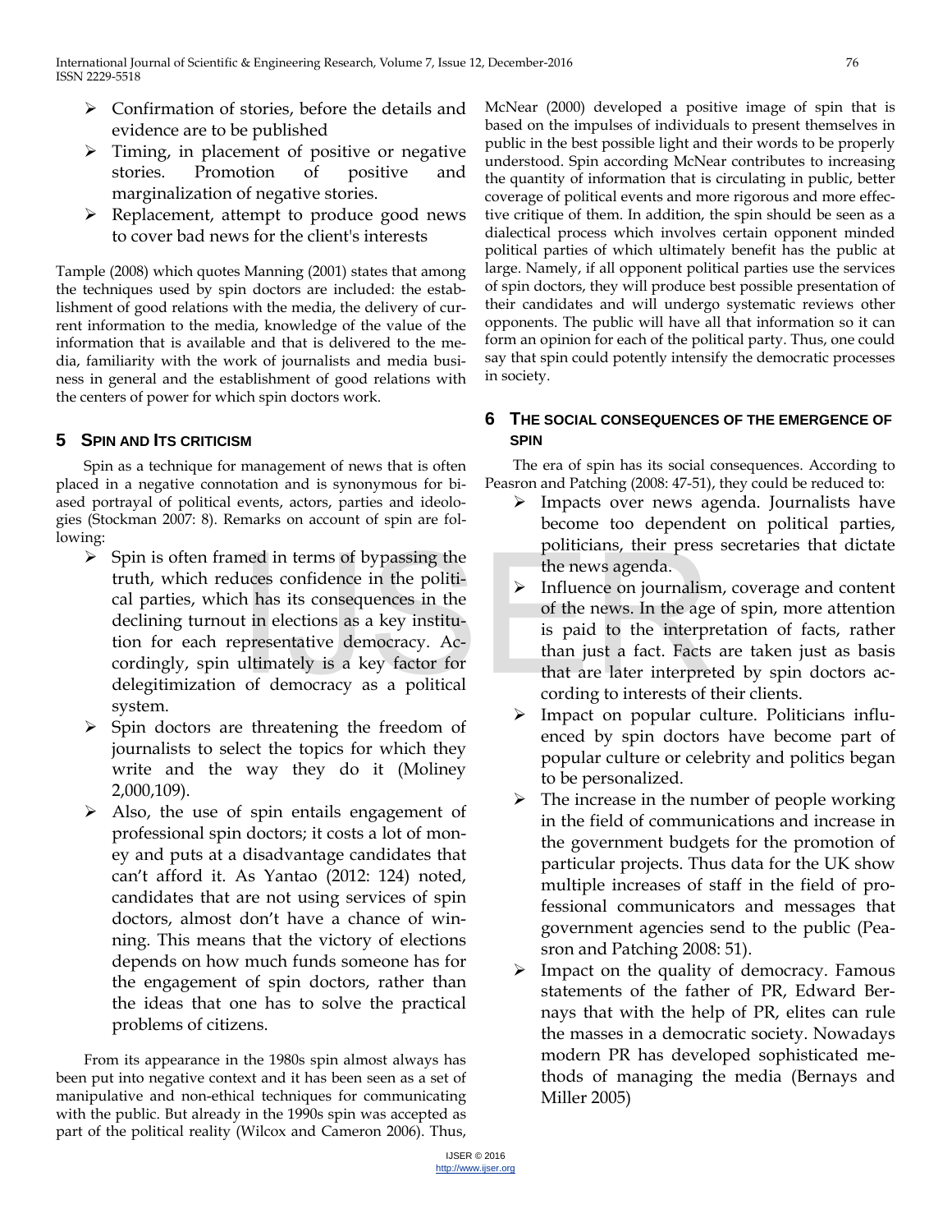- Confirmation of stories, before the details and evidence are to be published
- Timing, in placement of positive or negative stories. Promotion of positive and marginalization of negative stories.
- Replacement, attempt to produce good news to cover bad news for the client's interests

Tample (2008) which quotes Manning (2001) states that among the techniques used by spin doctors are included: the establishment of good relations with the media, the delivery of current information to the media, knowledge of the value of the information that is available and that is delivered to the media, familiarity with the work of journalists and media business in general and the establishment of good relations with the centers of power for which spin doctors work.

## 5 Spin and Its Criticism

Spin as a technique for management of news that is often placed in a negative connotation and is synonymous for biased portrayal of political events, actors, parties and ideologies (Stockman 2007: 8). Remarks on account of spin are following:

- Spin is often framed in terms of bypassing the truth, which reduces confidence in the political parties, which has its consequences in the declining turnout in elections as a key institution for each representative democracy. Accordingly, spin ultimately is a key factor for delegitimization of democracy as a political system.
- Spin doctors are threatening the freedom of journalists to select the topics for which they write and the way they do it (Moliney 2,000,109).
- Also, the use of spin entails engagement of professional spin doctors; it costs a lot of money and puts at a disadvantage candidates that can't afford it. As Yantao (2012: 124) noted, candidates that are not using services of spin doctors, almost don't have a chance of winning. This means that the victory of elections depends on how much funds someone has for the engagement of spin doctors, rather than the ideas that one has to solve the practical problems of citizens.

From its appearance in the 1980s spin almost always has been put into negative context and it has been seen as a set of manipulative and non-ethical techniques for communicating with the public. But already in the 1990s spin was accepted as part of the political reality (Wilcox and Cameron 2006). Thus, McNear (2000) developed a positive image of spin that is based on the impulses of individuals to present themselves in public in the best possible light and their words to be properly understood. Spin according McNear contributes to increasing the quantity of information that is circulating in public, better coverage of political events and more rigorous and more effective critique of them. In addition, the spin should be seen as a dialectical process which involves certain opponent minded political parties of which ultimately benefit has the public at large. Namely, if all opponent political parties use the services of spin doctors, they will produce best possible presentation of their candidates and will undergo systematic reviews other opponents. The public will have all that information so it can form an opinion for each of the political party. Thus, one could say that spin could potently intensify the democratic processes in society.

## 6 The Social Consequences of the Emergence of Spin

The era of spin has its social consequences. According to Peasron and Patching (2008: 47-51), they could be reduced to:

- Impacts over news agenda. Journalists have become too dependent on political parties, politicians, their press secretaries that dictate the news agenda.
- Influence on journalism, coverage and content of the news. In the age of spin, more attention is paid to the interpretation of facts, rather than just a fact. Facts are taken just as basis that are later interpreted by spin doctors according to interests of their clients.
- Impact on popular culture. Politicians influenced by spin doctors have become part of popular culture or celebrity and politics began to be personalized.
- The increase in the number of people working in the field of communications and increase in the government budgets for the promotion of particular projects. Thus data for the UK show multiple increases of staff in the field of professional communicators and messages that government agencies send to the public (Peasron and Patching 2008: 51).
- Impact on the quality of democracy. Famous statements of the father of PR, Edward Bernays that with the help of PR, elites can rule the masses in a democratic society. Nowadays modern PR has developed sophisticated methods of managing the media (Bernays and Miller 2005)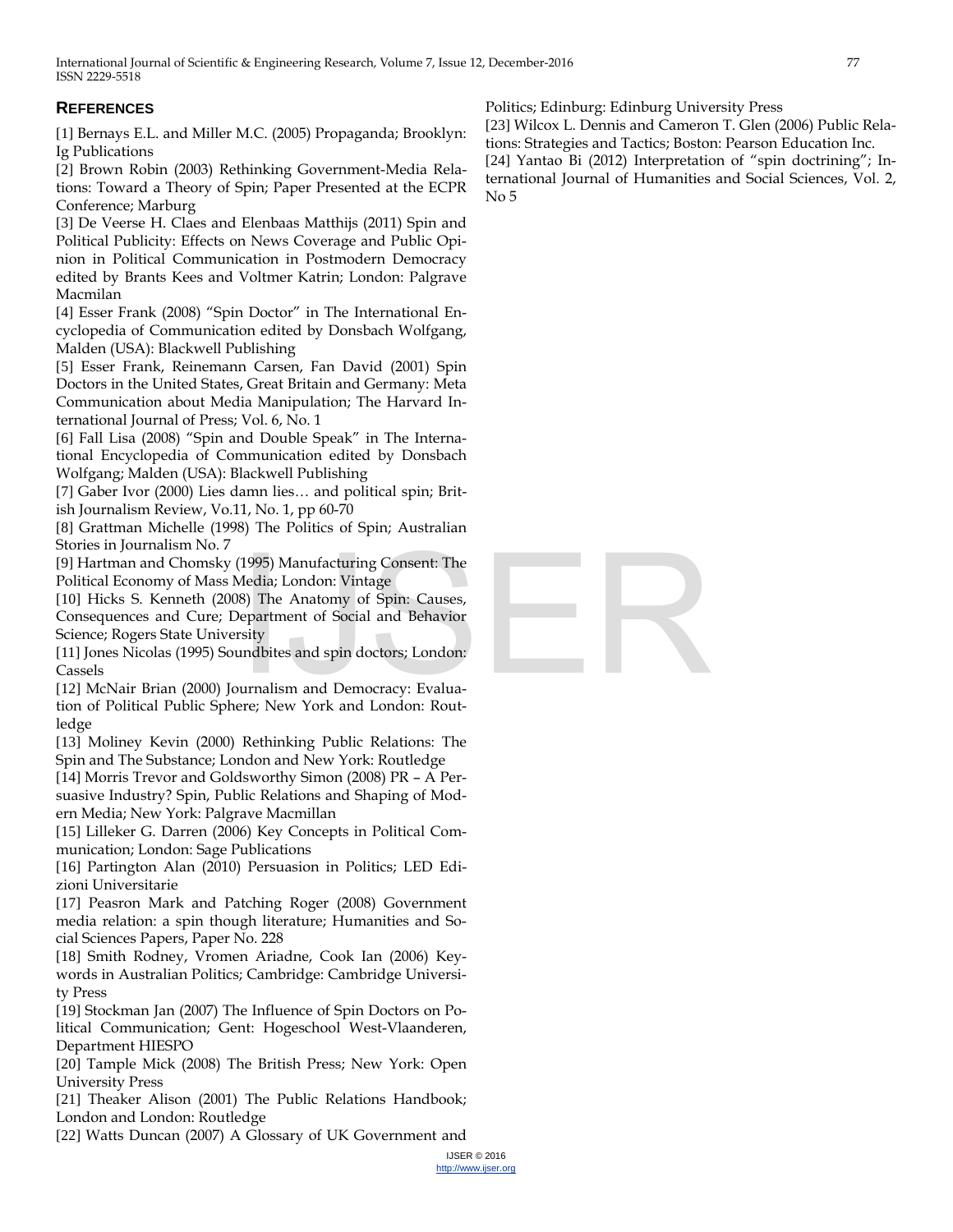## References

[1] Bernays E.L. and Miller M.C. (2005) Propaganda; Brooklyn: Ig Publications

[2] Brown Robin (2003) Rethinking Government-Media Relations: Toward a Theory of Spin; Paper Presented at the ECPR Conference; Marburg

[3] De Veerse H. Claes and Elenbaas Matthijs (2011) Spin and Political Publicity: Effects on News Coverage and Public Opinion in Political Communication in Postmodern Democracy edited by Brants Kees and Voltmer Katrin; London: Palgrave Macmilan

[4] Esser Frank (2008) "Spin Doctor" in The International Encyclopedia of Communication edited by Donsbach Wolfgang, Malden (USA): Blackwell Publishing

[5] Esser Frank, Reinemann Carsen, Fan David (2001) Spin Doctors in the United States, Great Britain and Germany: Meta Communication about Media Manipulation; The Harvard International Journal of Press; Vol. 6, No. 1

[6] Fall Lisa (2008) "Spin and Double Speak" in The International Encyclopedia of Communication edited by Donsbach Wolfgang; Malden (USA): Blackwell Publishing

[7] Gaber Ivor (2000) Lies damn lies… and political spin; British Journalism Review, Vo.11, No. 1, pp 60-70

[8] Grattman Michelle (1998) The Politics of Spin; Australian Stories in Journalism No. 7

[9] Hartman and Chomsky (1995) Manufacturing Consent: The Political Economy of Mass Media; London: Vintage

[10] Hicks S. Kenneth (2008) The Anatomy of Spin: Causes, Consequences and Cure; Department of Social and Behavior Science; Rogers State University

[11] Jones Nicolas (1995) Soundbites and spin doctors; London: Cassels

[12] McNair Brian (2000) Journalism and Democracy: Evaluation of Political Public Sphere; New York and London: Routledge

[13] Moliney Kevin (2000) Rethinking Public Relations: The Spin and The Substance; London and New York: Routledge

[14] Morris Trevor and Goldsworthy Simon (2008) PR – A Persuasive Industry? Spin, Public Relations and Shaping of Modern Media; New York: Palgrave Macmillan

[15] Lilleker G. Darren (2006) Key Concepts in Political Communication; London: Sage Publications

[16] Partington Alan (2010) Persuasion in Politics; LED Edizioni Universitarie

[17] Peasron Mark and Patching Roger (2008) Government media relation: a spin though literature; Humanities and Social Sciences Papers, Paper No. 228

[18] Smith Rodney, Vromen Ariadne, Cook Ian (2006) Keywords in Australian Politics; Cambridge: Cambridge University Press

[19] Stockman Jan (2007) The Influence of Spin Doctors on Political Communication; Gent: Hogeschool West-Vlaanderen, Department HIESPO

[20] Tample Mick (2008) The British Press; New York: Open University Press

[21] Theaker Alison (2001) The Public Relations Handbook; London and London: Routledge

[22] Watts Duncan (2007) A Glossary of UK Government and Politics; Edinburg: Edinburg University Press

[23] Wilcox L. Dennis and Cameron T. Glen (2006) Public Relations: Strategies and Tactics; Boston: Pearson Education Inc.

[24] Yantao Bi (2012) Interpretation of "spin doctrining"; International Journal of Humanities and Social Sciences, Vol. 2, No 5